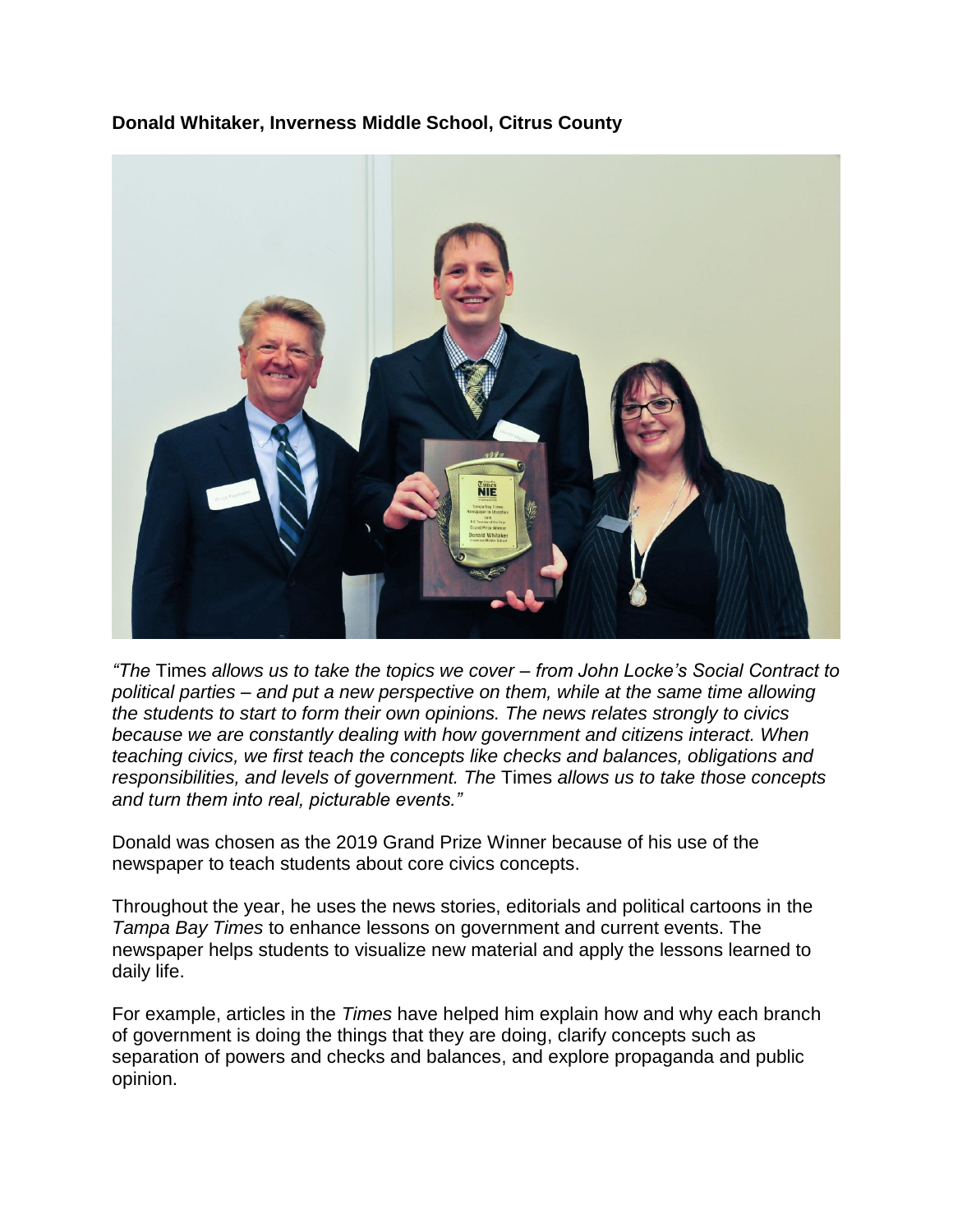**Donald Whitaker, Inverness Middle School, Citrus County**

*"The* Times *allows us to take the topics we cover – from John Locke's Social Contract to political parties – and put a new perspective on them, while at the same time allowing the students to start to form their own opinions. The news relates strongly to civics because we are constantly dealing with how government and citizens interact. When teaching civics, we first teach the concepts like checks and balances, obligations and responsibilities, and levels of government. The* Times *allows us to take those concepts and turn them into real, picturable events."*

Donald was chosen as the 2019 Grand Prize Winner because of his use of the newspaper to teach students about core civics concepts.

Throughout the year, he uses the news stories, editorials and political cartoons in the *Tampa Bay Times* to enhance lessons on government and current events. The newspaper helps students to visualize new material and apply the lessons learned to daily life.

For example, articles in the *Times* have helped him explain how and why each branch of government is doing the things that they are doing, clarify concepts such as separation of powers and checks and balances, and explore propaganda and public opinion.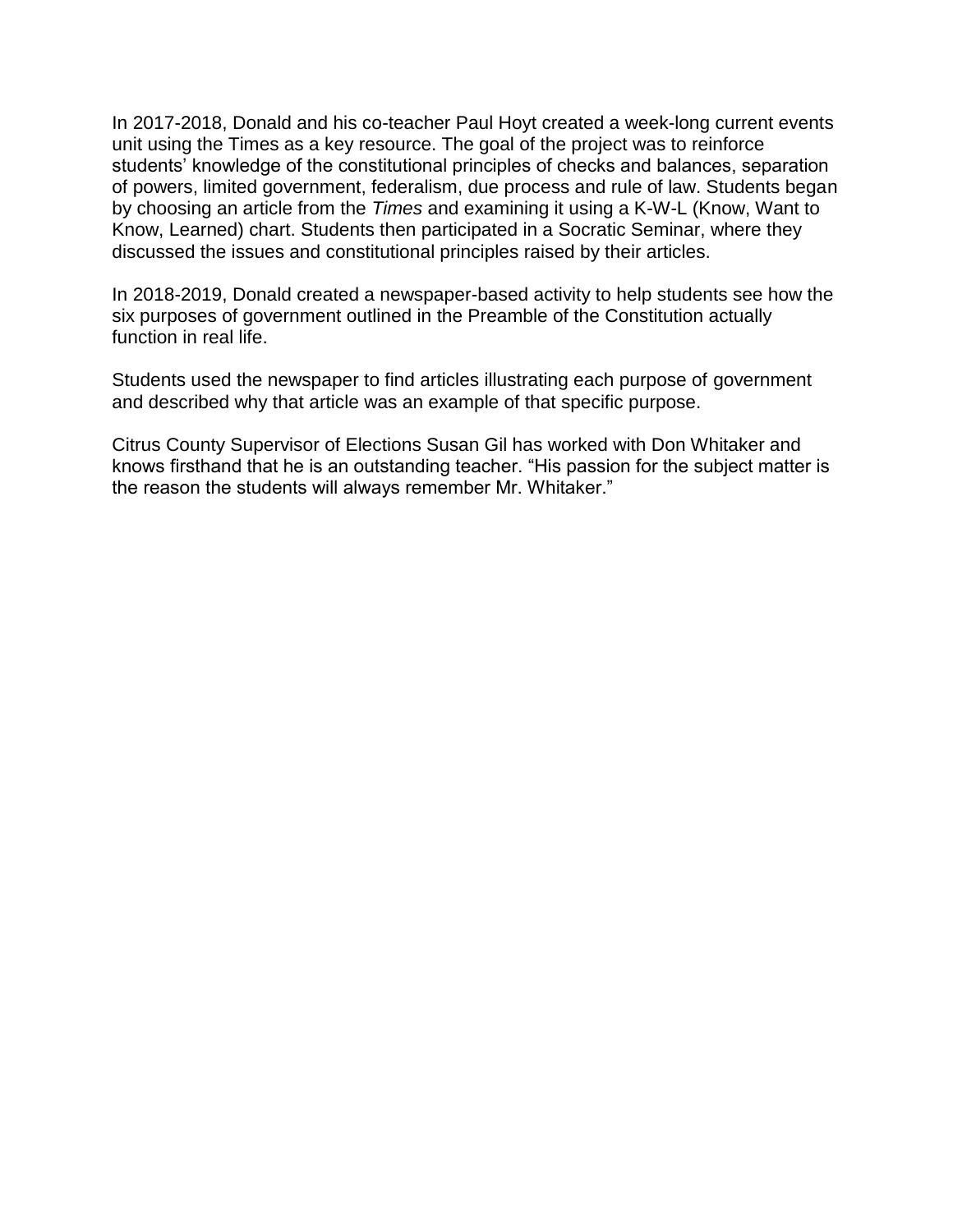In 2017-2018, Donald and his co-teacher Paul Hoyt created a week-long current events unit using the Times as a key resource. The goal of the project was to reinforce students' knowledge of the constitutional principles of checks and balances, separation of powers, limited government, federalism, due process and rule of law. Students began by choosing an article from the *Times* and examining it using a K-W-L (Know, Want to Know, Learned) chart. Students then participated in a Socratic Seminar, where they discussed the issues and constitutional principles raised by their articles.

In 2018-2019, Donald created a newspaper-based activity to help students see how the six purposes of government outlined in the Preamble of the Constitution actually function in real life.

Students used the newspaper to find articles illustrating each purpose of government and described why that article was an example of that specific purpose.

Citrus County Supervisor of Elections Susan Gil has worked with Don Whitaker and knows firsthand that he is an outstanding teacher. "His passion for the subject matter is the reason the students will always remember Mr. Whitaker."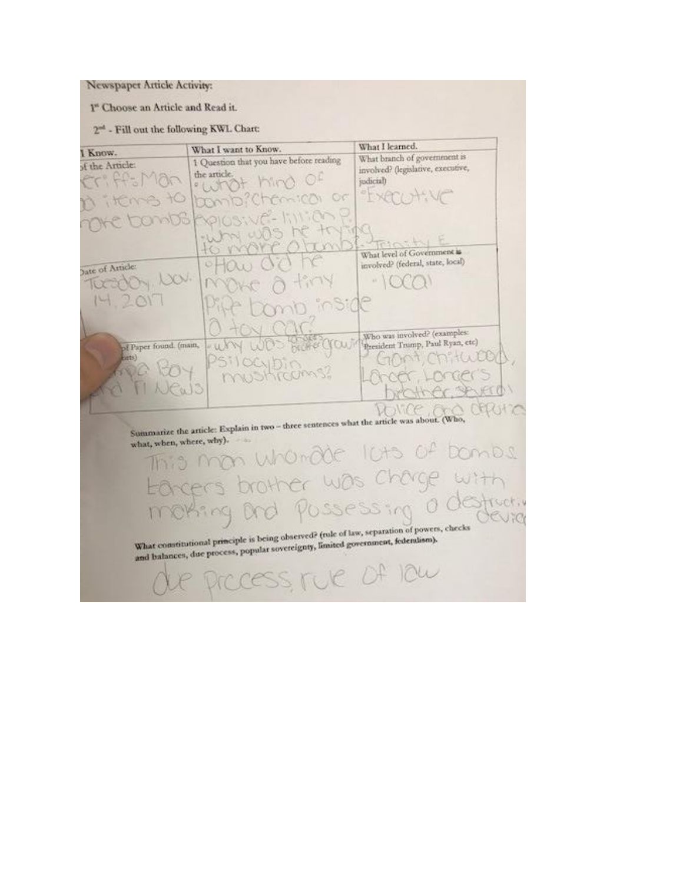Newspaper Article Activity:

1st Choose an Article and Read it.

2nd - Fill out the following KWL Chart:

| I Know. | What I want to Know. | What I learned. |
| --- | --- | --- |
| of the Article: Sheriff: Man ... items to make bombs | 1 Question that you have before reading the article. • What kind of bomb? Chemical or explosive - Lillian P. • Why was he trying to make a bomb? - Trinity E. | What branch of government is involved? (legislative, executive, judicial) • Executive |
| Date of Article: Tuesday, Nov. 14, 2017 | • How did he make a tiny pipe bomb inside a toy car? | What level of Government is involved? (federal, state, local) • local |
| of Paper found. (main, ...rts) ...pa Bay ...d 11 News | • why was ... brother growing psilocybin mushrooms? | Who was involved? (examples: President Trump, Paul Ryan, etc) Gant, Chitwood, Lancer, Lancer's brother, Several Police and deputies |

Summarize the article: Explain in two – three sentences what the article was about. (Who, what, when, where, why).

This man who made lots of bombs Lancers brother was Charge with making and Possessing a destructive device

What constitutional principle is being observed? (rule of law, separation of powers, checks and balances, due process, popular sovereignty, limited government, federalism).

due process, rule of law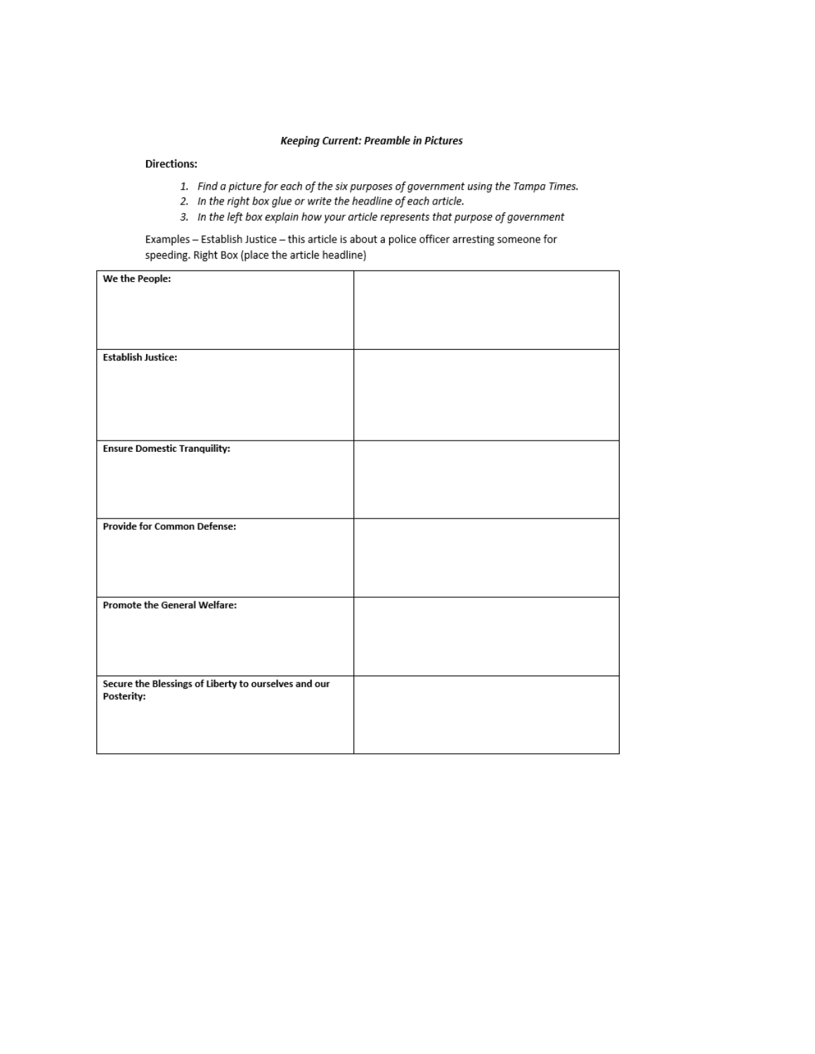***Keeping Current: Preamble in Pictures***

**Directions:**

1. *Find a picture for each of the six purposes of government using the Tampa Times.*
2. *In the right box glue or write the headline of each article.*
3. *In the left box explain how your article represents that purpose of government*

Examples – Establish Justice – this article is about a police officer arresting someone for speeding. Right Box (place the article headline)

| | |
|---|---|
| **We the People:** | |
| **Establish Justice:** | |
| **Ensure Domestic Tranquility:** | |
| **Provide for Common Defense:** | |
| **Promote the General Welfare:** | |
| **Secure the Blessings of Liberty to ourselves and our Posterity:** | |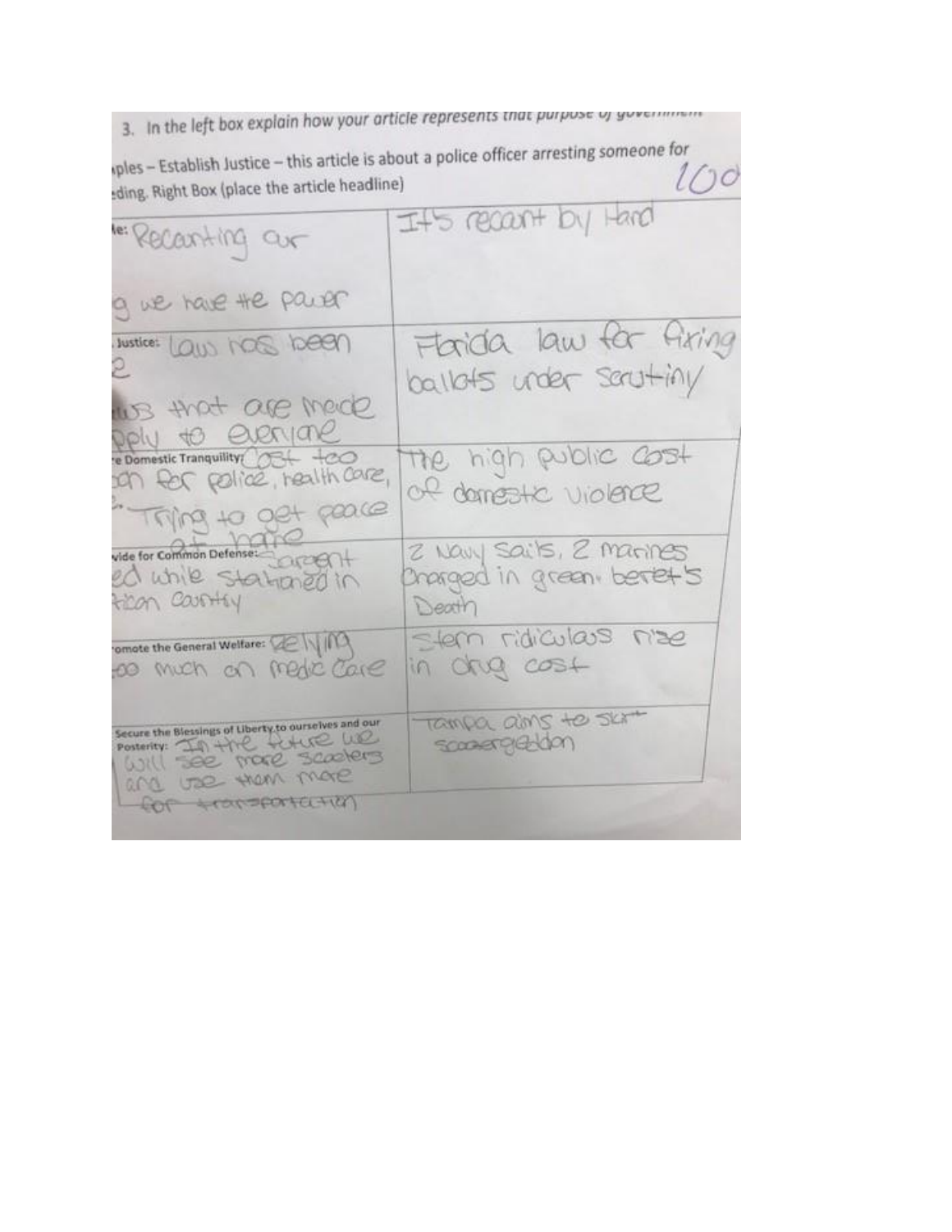3. *In the left box explain how your article represents that purpose of government*

*ples – Establish Justice – this article is about a police officer arresting someone for eding. Right Box (place the article headline)*

100

| | |
|---|---|
| le: Recanting our<br><br>g we have the power | It's recant by Hand |
| Justice: Law has been<br>e<br>ws that are made<br>pply to everyone | Florida law for fixing ballots under scrutiny |
| e Domestic Tranquility: cost too<br>on for police, health care,<br>Trying to get peace<br>at home | The high public cost of domestic violence |
| vide for Common Defense: Sargent<br>ed while stationed in<br>ican country | 2 Navy Sails, 2 marines Charged in green beret's Death |
| omote the General Welfare: Relying<br>too much on medic care | Stem ridiculous rise in drug cost |
| Secure the Blessings of Liberty to ourselves and our Posterity: In the future we will see more scooters and use them more ~~for transportation~~ | Tampa aims to start scootergeddon |